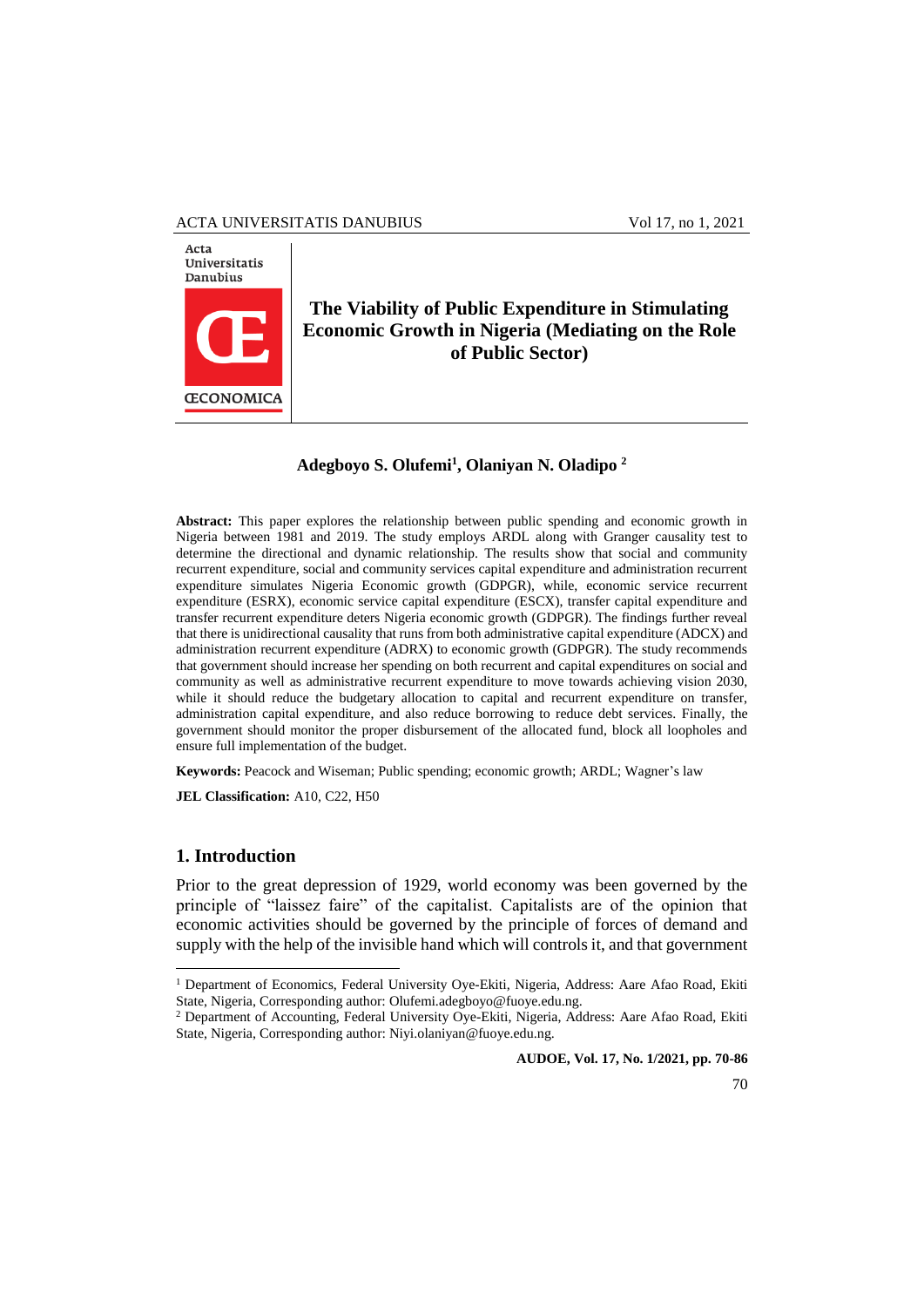# The Viability of Public Expenditure in Stimulating Economic Growth in Nigeria (Mediating on the Role of Public Sector)

**Adegboyo S. Olufemi[1], Olaniyan N. Oladipo [2]**

**Abstract:** This paper explores the relationship between public spending and economic growth in Nigeria between 1981 and 2019. The study employs ARDL along with Granger causality test to determine the directional and dynamic relationship. The results show that social and community recurrent expenditure, social and community services capital expenditure and administration recurrent expenditure simulates Nigeria Economic growth (GDPGR), while, economic service recurrent expenditure (ESRX), economic service capital expenditure (ESCX), transfer capital expenditure and transfer recurrent expenditure deters Nigeria economic growth (GDPGR). The findings further reveal that there is unidirectional causality that runs from both administrative capital expenditure (ADCX) and administration recurrent expenditure (ADRX) to economic growth (GDPGR). The study recommends that government should increase her spending on both recurrent and capital expenditures on social and community as well as administrative recurrent expenditure to move towards achieving vision 2030, while it should reduce the budgetary allocation to capital and recurrent expenditure on transfer, administration capital expenditure, and also reduce borrowing to reduce debt services. Finally, the government should monitor the proper disbursement of the allocated fund, block all loopholes and ensure full implementation of the budget.

**Keywords:** Peacock and Wiseman; Public spending; economic growth; ARDL; Wagner's law

**JEL Classification:** A10, C22, H50

## 1. Introduction

Prior to the great depression of 1929, world economy was been governed by the principle of "laissez faire" of the capitalist. Capitalists are of the opinion that economic activities should be governed by the principle of forces of demand and supply with the help of the invisible hand which will controls it, and that government

---

[1] Department of Economics, Federal University Oye-Ekiti, Nigeria, Address: Aare Afao Road, Ekiti State, Nigeria, Corresponding author: Olufemi.adegboyo@fuoye.edu.ng.

[2] Department of Accounting, Federal University Oye-Ekiti, Nigeria, Address: Aare Afao Road, Ekiti State, Nigeria, Corresponding author: Niyi.olaniyan@fuoye.edu.ng.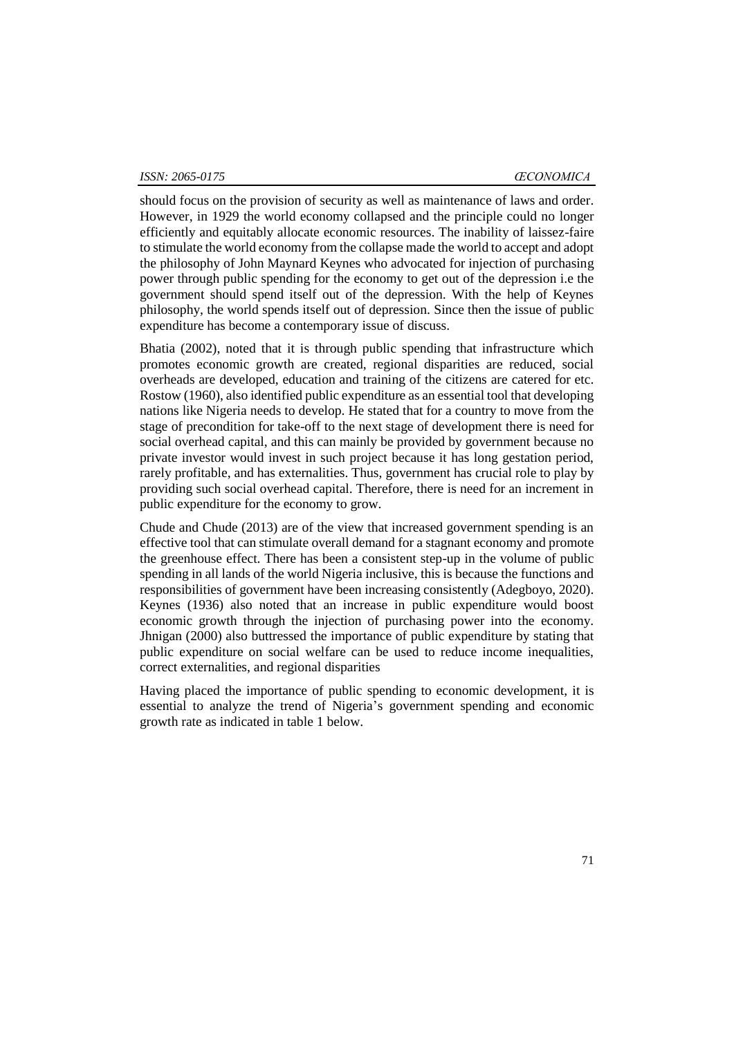should focus on the provision of security as well as maintenance of laws and order. However, in 1929 the world economy collapsed and the principle could no longer efficiently and equitably allocate economic resources. The inability of laissez-faire to stimulate the world economy from the collapse made the world to accept and adopt the philosophy of John Maynard Keynes who advocated for injection of purchasing power through public spending for the economy to get out of the depression i.e the government should spend itself out of the depression. With the help of Keynes philosophy, the world spends itself out of depression. Since then the issue of public expenditure has become a contemporary issue of discuss.

Bhatia (2002), noted that it is through public spending that infrastructure which promotes economic growth are created, regional disparities are reduced, social overheads are developed, education and training of the citizens are catered for etc. Rostow (1960), also identified public expenditure as an essential tool that developing nations like Nigeria needs to develop. He stated that for a country to move from the stage of precondition for take-off to the next stage of development there is need for social overhead capital, and this can mainly be provided by government because no private investor would invest in such project because it has long gestation period, rarely profitable, and has externalities. Thus, government has crucial role to play by providing such social overhead capital. Therefore, there is need for an increment in public expenditure for the economy to grow.

Chude and Chude (2013) are of the view that increased government spending is an effective tool that can stimulate overall demand for a stagnant economy and promote the greenhouse effect. There has been a consistent step-up in the volume of public spending in all lands of the world Nigeria inclusive, this is because the functions and responsibilities of government have been increasing consistently (Adegboyo, 2020). Keynes (1936) also noted that an increase in public expenditure would boost economic growth through the injection of purchasing power into the economy. Jhnigan (2000) also buttressed the importance of public expenditure by stating that public expenditure on social welfare can be used to reduce income inequalities, correct externalities, and regional disparities

Having placed the importance of public spending to economic development, it is essential to analyze the trend of Nigeria's government spending and economic growth rate as indicated in table 1 below.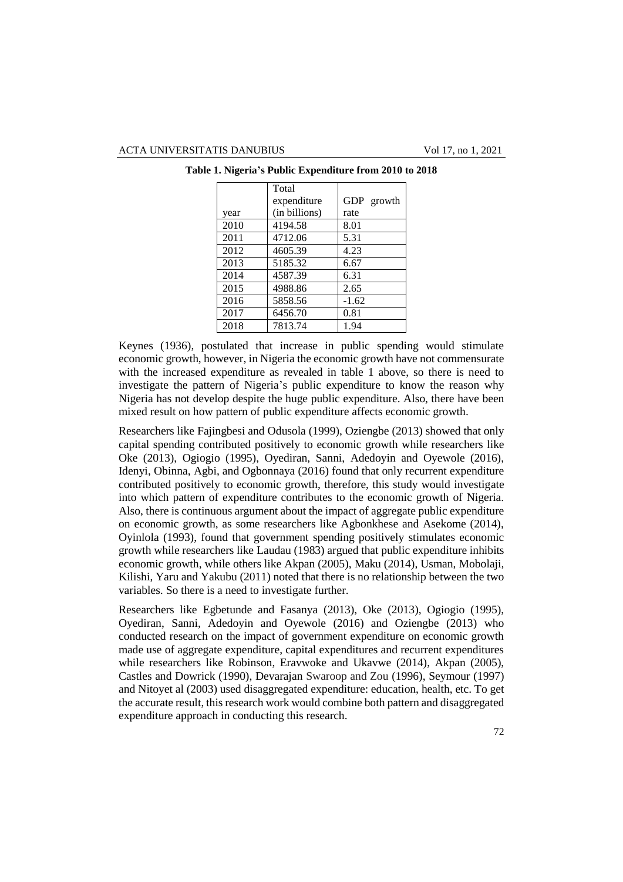**Table 1. Nigeria's Public Expenditure from 2010 to 2018**

| year | Total expenditure (in billions) | GDP growth rate |
|---|---|---|
| 2010 | 4194.58 | 8.01 |
| 2011 | 4712.06 | 5.31 |
| 2012 | 4605.39 | 4.23 |
| 2013 | 5185.32 | 6.67 |
| 2014 | 4587.39 | 6.31 |
| 2015 | 4988.86 | 2.65 |
| 2016 | 5858.56 | -1.62 |
| 2017 | 6456.70 | 0.81 |
| 2018 | 7813.74 | 1.94 |

Keynes (1936), postulated that increase in public spending would stimulate economic growth, however, in Nigeria the economic growth have not commensurate with the increased expenditure as revealed in table 1 above, so there is need to investigate the pattern of Nigeria's public expenditure to know the reason why Nigeria has not develop despite the huge public expenditure. Also, there have been mixed result on how pattern of public expenditure affects economic growth.

Researchers like Fajingbesi and Odusola (1999), Oziengbe (2013) showed that only capital spending contributed positively to economic growth while researchers like Oke (2013), Ogiogio (1995), Oyediran, Sanni, Adedoyin and Oyewole (2016), Idenyi, Obinna, Agbi, and Ogbonnaya (2016) found that only recurrent expenditure contributed positively to economic growth, therefore, this study would investigate into which pattern of expenditure contributes to the economic growth of Nigeria. Also, there is continuous argument about the impact of aggregate public expenditure on economic growth, as some researchers like Agbonkhese and Asekome (2014), Oyinlola (1993), found that government spending positively stimulates economic growth while researchers like Laudau (1983) argued that public expenditure inhibits economic growth, while others like Akpan (2005), Maku (2014), Usman, Mobolaji, Kilishi, Yaru and Yakubu (2011) noted that there is no relationship between the two variables. So there is a need to investigate further.

Researchers like Egbetunde and Fasanya (2013), Oke (2013), Ogiogio (1995), Oyediran, Sanni, Adedoyin and Oyewole (2016) and Oziengbe (2013) who conducted research on the impact of government expenditure on economic growth made use of aggregate expenditure, capital expenditures and recurrent expenditures while researchers like Robinson, Eravwoke and Ukavwe (2014), Akpan (2005), Castles and Dowrick (1990), Devarajan Swaroop and Zou (1996), Seymour (1997) and Nitoyet al (2003) used disaggregated expenditure: education, health, etc. To get the accurate result, this research work would combine both pattern and disaggregated expenditure approach in conducting this research.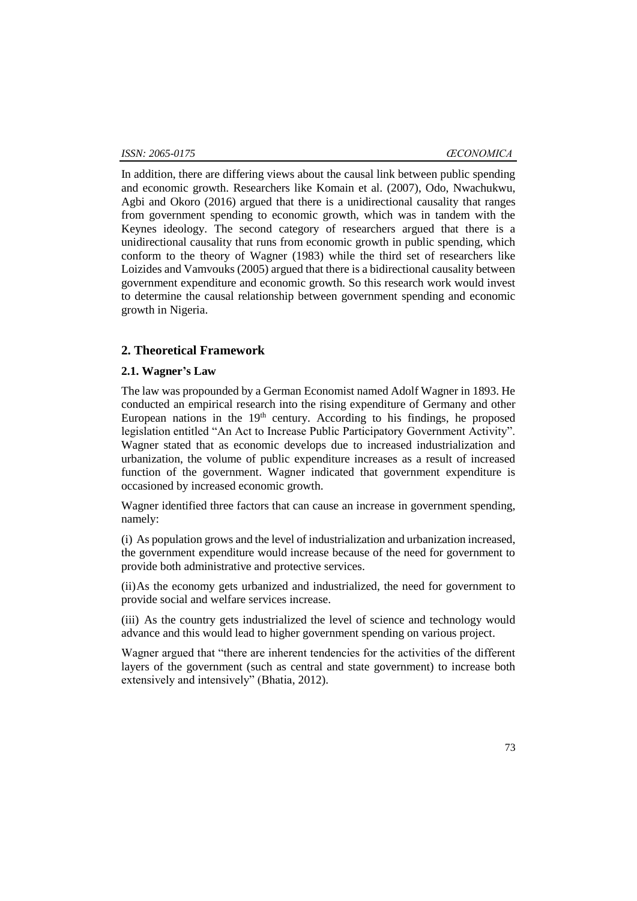In addition, there are differing views about the causal link between public spending and economic growth. Researchers like Komain et al. (2007), Odo, Nwachukwu, Agbi and Okoro (2016) argued that there is a unidirectional causality that ranges from government spending to economic growth, which was in tandem with the Keynes ideology. The second category of researchers argued that there is a unidirectional causality that runs from economic growth in public spending, which conform to the theory of Wagner (1983) while the third set of researchers like Loizides and Vamvouks (2005) argued that there is a bidirectional causality between government expenditure and economic growth. So this research work would invest to determine the causal relationship between government spending and economic growth in Nigeria.

## 2. Theoretical Framework

### 2.1. Wagner's Law

The law was propounded by a German Economist named Adolf Wagner in 1893. He conducted an empirical research into the rising expenditure of Germany and other European nations in the 19th century. According to his findings, he proposed legislation entitled "An Act to Increase Public Participatory Government Activity". Wagner stated that as economic develops due to increased industrialization and urbanization, the volume of public expenditure increases as a result of increased function of the government. Wagner indicated that government expenditure is occasioned by increased economic growth.

Wagner identified three factors that can cause an increase in government spending, namely:

(i) As population grows and the level of industrialization and urbanization increased, the government expenditure would increase because of the need for government to provide both administrative and protective services.

(ii) As the economy gets urbanized and industrialized, the need for government to provide social and welfare services increase.

(iii) As the country gets industrialized the level of science and technology would advance and this would lead to higher government spending on various project.

Wagner argued that "there are inherent tendencies for the activities of the different layers of the government (such as central and state government) to increase both extensively and intensively" (Bhatia, 2012).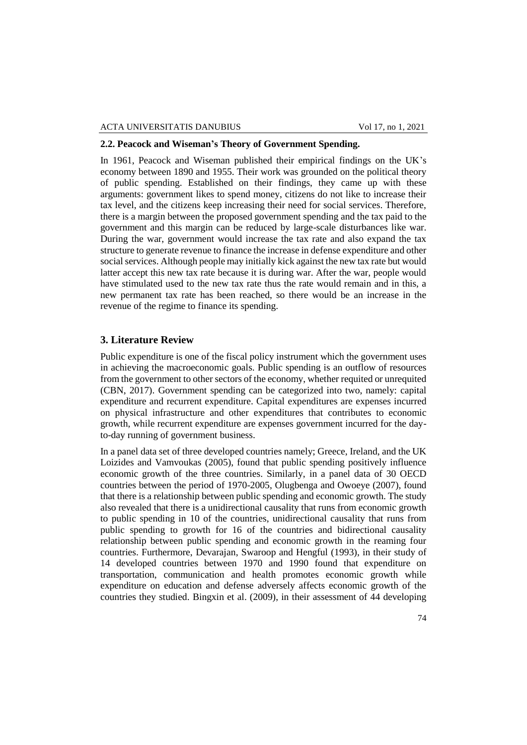### 2.2. Peacock and Wiseman's Theory of Government Spending.

In 1961, Peacock and Wiseman published their empirical findings on the UK's economy between 1890 and 1955. Their work was grounded on the political theory of public spending. Established on their findings, they came up with these arguments: government likes to spend money, citizens do not like to increase their tax level, and the citizens keep increasing their need for social services. Therefore, there is a margin between the proposed government spending and the tax paid to the government and this margin can be reduced by large-scale disturbances like war. During the war, government would increase the tax rate and also expand the tax structure to generate revenue to finance the increase in defense expenditure and other social services. Although people may initially kick against the new tax rate but would latter accept this new tax rate because it is during war. After the war, people would have stimulated used to the new tax rate thus the rate would remain and in this, a new permanent tax rate has been reached, so there would be an increase in the revenue of the regime to finance its spending.

## 3. Literature Review

Public expenditure is one of the fiscal policy instrument which the government uses in achieving the macroeconomic goals. Public spending is an outflow of resources from the government to other sectors of the economy, whether requited or unrequited (CBN, 2017). Government spending can be categorized into two, namely: capital expenditure and recurrent expenditure. Capital expenditures are expenses incurred on physical infrastructure and other expenditures that contributes to economic growth, while recurrent expenditure are expenses government incurred for the day-to-day running of government business.

In a panel data set of three developed countries namely; Greece, Ireland, and the UK Loizides and Vamvoukas (2005), found that public spending positively influence economic growth of the three countries. Similarly, in a panel data of 30 OECD countries between the period of 1970-2005, Olugbenga and Owoeye (2007), found that there is a relationship between public spending and economic growth. The study also revealed that there is a unidirectional causality that runs from economic growth to public spending in 10 of the countries, unidirectional causality that runs from public spending to growth for 16 of the countries and bidirectional causality relationship between public spending and economic growth in the reaming four countries. Furthermore, Devarajan, Swaroop and Hengful (1993), in their study of 14 developed countries between 1970 and 1990 found that expenditure on transportation, communication and health promotes economic growth while expenditure on education and defense adversely affects economic growth of the countries they studied. Bingxin et al. (2009), in their assessment of 44 developing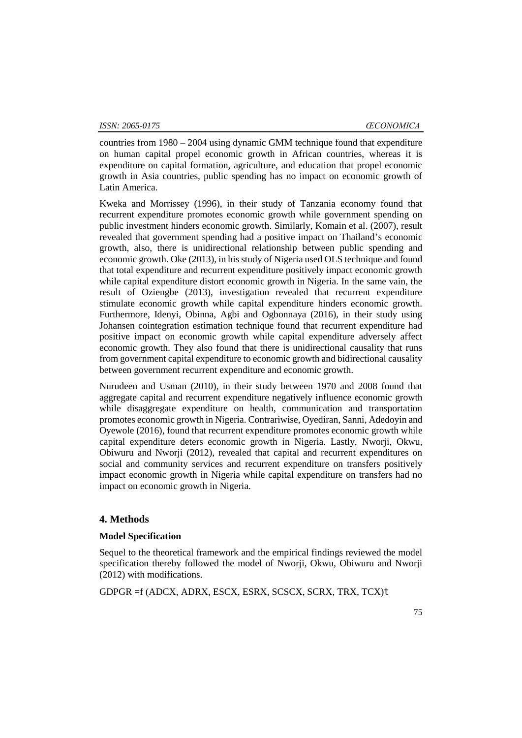countries from 1980 – 2004 using dynamic GMM technique found that expenditure on human capital propel economic growth in African countries, whereas it is expenditure on capital formation, agriculture, and education that propel economic growth in Asia countries, public spending has no impact on economic growth of Latin America.

Kweka and Morrissey (1996), in their study of Tanzania economy found that recurrent expenditure promotes economic growth while government spending on public investment hinders economic growth. Similarly, Komain et al. (2007), result revealed that government spending had a positive impact on Thailand's economic growth, also, there is unidirectional relationship between public spending and economic growth. Oke (2013), in his study of Nigeria used OLS technique and found that total expenditure and recurrent expenditure positively impact economic growth while capital expenditure distort economic growth in Nigeria. In the same vain, the result of Oziengbe (2013), investigation revealed that recurrent expenditure stimulate economic growth while capital expenditure hinders economic growth. Furthermore, Idenyi, Obinna, Agbi and Ogbonnaya (2016), in their study using Johansen cointegration estimation technique found that recurrent expenditure had positive impact on economic growth while capital expenditure adversely affect economic growth. They also found that there is unidirectional causality that runs from government capital expenditure to economic growth and bidirectional causality between government recurrent expenditure and economic growth.

Nurudeen and Usman (2010), in their study between 1970 and 2008 found that aggregate capital and recurrent expenditure negatively influence economic growth while disaggregate expenditure on health, communication and transportation promotes economic growth in Nigeria. Contrariwise, Oyediran, Sanni, Adedoyin and Oyewole (2016), found that recurrent expenditure promotes economic growth while capital expenditure deters economic growth in Nigeria. Lastly, Nworji, Okwu, Obiwuru and Nworji (2012), revealed that capital and recurrent expenditures on social and community services and recurrent expenditure on transfers positively impact economic growth in Nigeria while capital expenditure on transfers had no impact on economic growth in Nigeria.

## 4. Methods

### Model Specification

Sequel to the theoretical framework and the empirical findings reviewed the model specification thereby followed the model of Nworji, Okwu, Obiwuru and Nworji (2012) with modifications.

$$GDPGR = f(ADCX, ADRX, ESCX, ESRX, SCSCX, SCRX, TRX, TCX)_t$$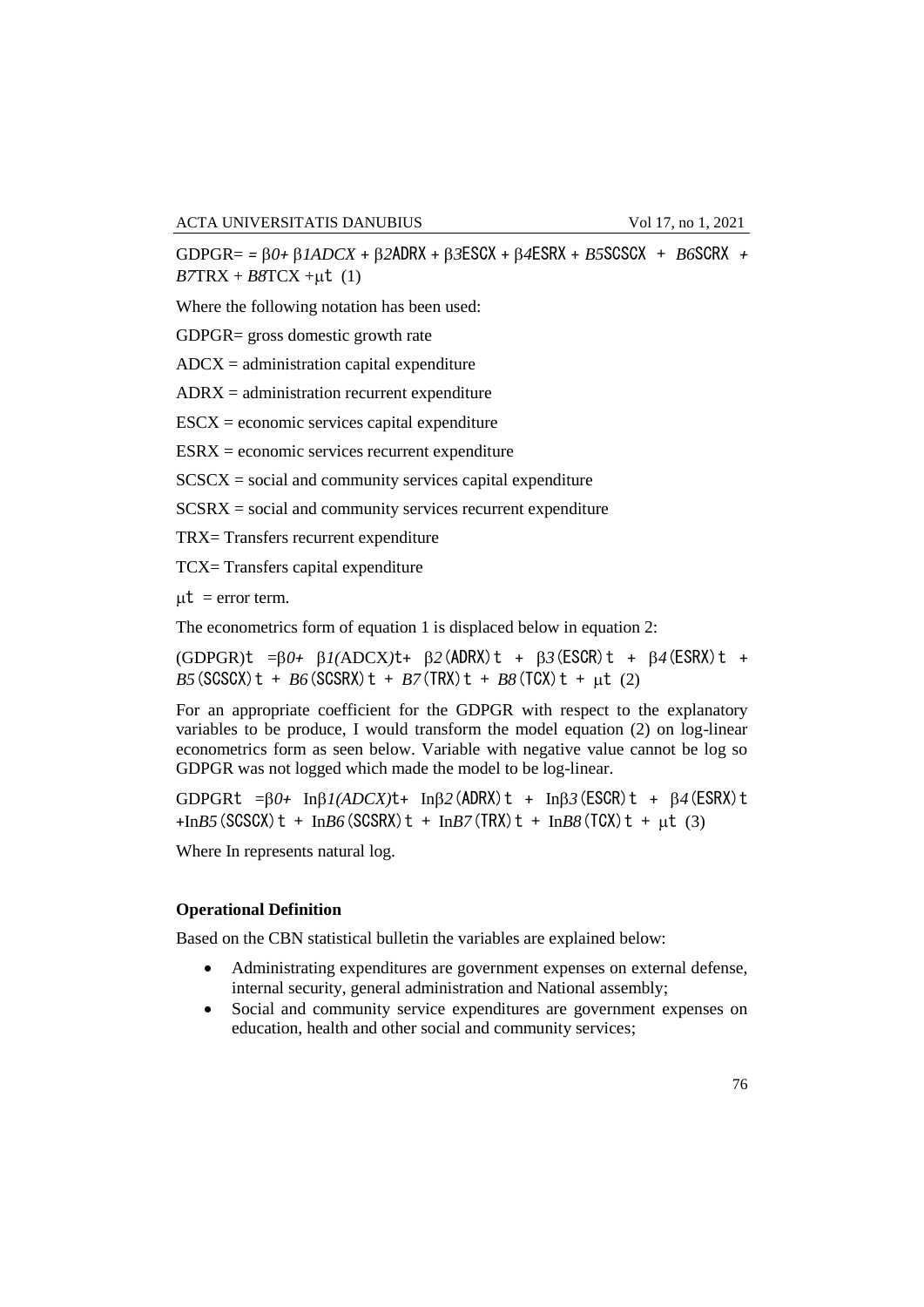$$GDPGR = = \beta_0 + \beta_1 ADCX + \beta_2 ADRX + \beta_3 ESCX + \beta_4 ESRX + B_5 SCSCX + B_6 SCRX + B_7 TRX + B_8 TCX + \mu t \quad (1)$$

Where the following notation has been used:

GDPGR= gross domestic growth rate

ADCX = administration capital expenditure

ADRX = administration recurrent expenditure

ESCX = economic services capital expenditure

ESRX = economic services recurrent expenditure

SCSCX = social and community services capital expenditure

SCSRX = social and community services recurrent expenditure

TRX= Transfers recurrent expenditure

TCX= Transfers capital expenditure

$\mu t$ = error term.

The econometrics form of equation 1 is displaced below in equation 2:

$$(GDPGR)t = \beta_0 + \beta_1(ADCX)t + \beta_2(ADRX)t + \beta_3(ESCR)t + \beta_4(ESRX)t + B_5(SCSCX)t + B_6(SCSRX)t + B_7(TRX)t + B_8(TCX)t + \mu t \quad (2)$$

For an appropriate coefficient for the GDPGR with respect to the explanatory variables to be produce, I would transform the model equation (2) on log-linear econometrics form as seen below. Variable with negative value cannot be log so GDPGR was not logged which made the model to be log-linear.

$$GDPGRt = \beta_0 + In\beta_1(ADCX)t + In\beta_2(ADRX)t + In\beta_3(ESCR)t + \beta_4(ESRX)t + InB_5(SCSCX)t + InB_6(SCSRX)t + InB_7(TRX)t + InB_8(TCX)t + \mu t \quad (3)$$

Where In represents natural log.

**Operational Definition**

Based on the CBN statistical bulletin the variables are explained below:

- Administrating expenditures are government expenses on external defense, internal security, general administration and National assembly;
- Social and community service expenditures are government expenses on education, health and other social and community services;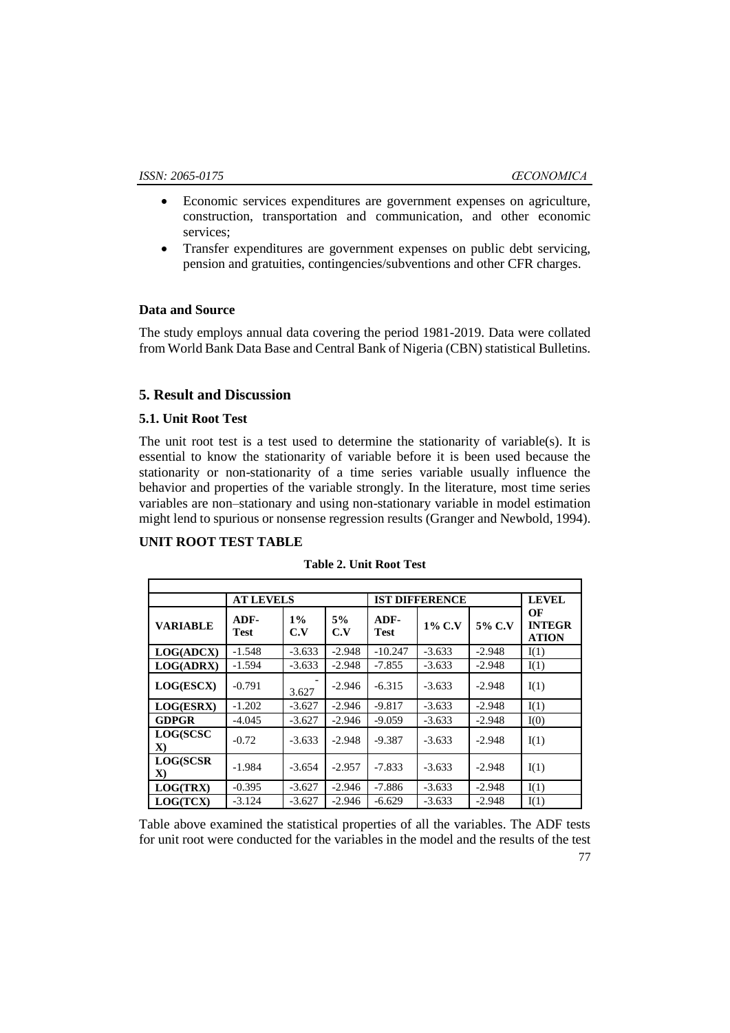- Economic services expenditures are government expenses on agriculture, construction, transportation and communication, and other economic services;
- Transfer expenditures are government expenses on public debt servicing, pension and gratuities, contingencies/subventions and other CFR charges.

### Data and Source

The study employs annual data covering the period 1981-2019. Data were collated from World Bank Data Base and Central Bank of Nigeria (CBN) statistical Bulletins.

## 5. Result and Discussion

### 5.1. Unit Root Test

The unit root test is a test used to determine the stationarity of variable(s). It is essential to know the stationarity of variable before it is been used because the stationarity or non-stationarity of a time series variable usually influence the behavior and properties of the variable strongly. In the literature, most time series variables are non–stationary and using non-stationary variable in model estimation might lend to spurious or nonsense regression results (Granger and Newbold, 1994).

### UNIT ROOT TEST TABLE

**Table 2. Unit Root Test**

| | AT LEVELS | | | IST DIFFERENCE | | | LEVEL |
|---|---|---|---|---|---|---|---|
| **VARIABLE** | **ADF-Test** | **1% C.V** | **5% C.V** | **ADF-Test** | **1% C.V** | **5% C.V** | **OF INTEGRATION** |
| **LOG(ADCX)** | -1.548 | -3.633 | -2.948 | -10.247 | -3.633 | -2.948 | I(1) |
| **LOG(ADRX)** | -1.594 | -3.633 | -2.948 | -7.855 | -3.633 | -2.948 | I(1) |
| **LOG(ESCX)** | -0.791 | -3.627 | -2.946 | -6.315 | -3.633 | -2.948 | I(1) |
| **LOG(ESRX)** | -1.202 | -3.627 | -2.946 | -9.817 | -3.633 | -2.948 | I(1) |
| **GDPGR** | -4.045 | -3.627 | -2.946 | -9.059 | -3.633 | -2.948 | I(0) |
| **LOG(SCSCX)** | -0.72 | -3.633 | -2.948 | -9.387 | -3.633 | -2.948 | I(1) |
| **LOG(SCSRX)** | -1.984 | -3.654 | -2.957 | -7.833 | -3.633 | -2.948 | I(1) |
| **LOG(TRX)** | -0.395 | -3.627 | -2.946 | -7.886 | -3.633 | -2.948 | I(1) |
| **LOG(TCX)** | -3.124 | -3.627 | -2.946 | -6.629 | -3.633 | -2.948 | I(1) |

Table above examined the statistical properties of all the variables. The ADF tests for unit root were conducted for the variables in the model and the results of the test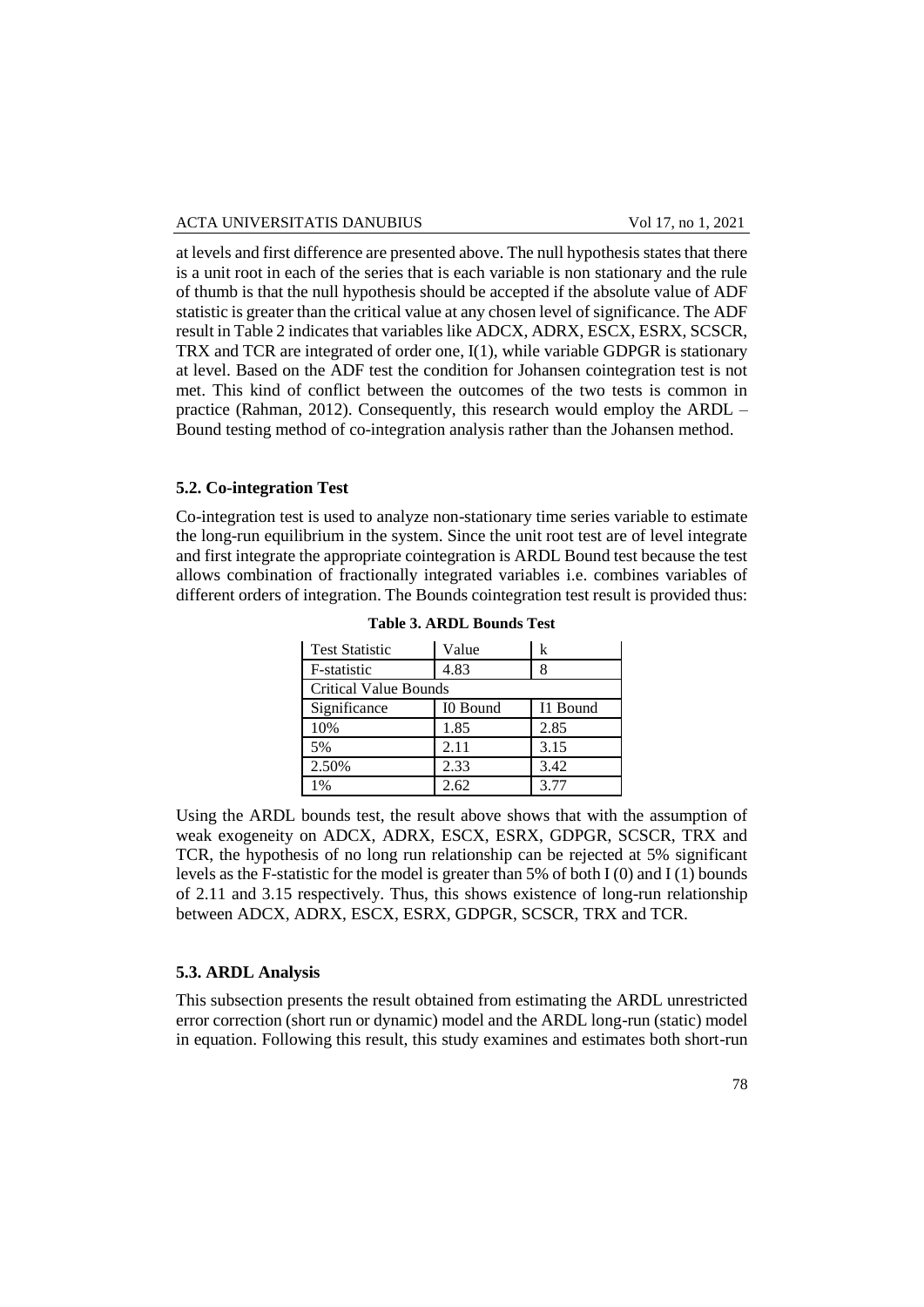at levels and first difference are presented above. The null hypothesis states that there is a unit root in each of the series that is each variable is non stationary and the rule of thumb is that the null hypothesis should be accepted if the absolute value of ADF statistic is greater than the critical value at any chosen level of significance. The ADF result in Table 2 indicates that variables like ADCX, ADRX, ESCX, ESRX, SCSCR, TRX and TCR are integrated of order one, I(1), while variable GDPGR is stationary at level. Based on the ADF test the condition for Johansen cointegration test is not met. This kind of conflict between the outcomes of the two tests is common in practice (Rahman, 2012). Consequently, this research would employ the ARDL – Bound testing method of co-integration analysis rather than the Johansen method.

### 5.2. Co-integration Test

Co-integration test is used to analyze non-stationary time series variable to estimate the long-run equilibrium in the system. Since the unit root test are of level integrate and first integrate the appropriate cointegration is ARDL Bound test because the test allows combination of fractionally integrated variables i.e. combines variables of different orders of integration. The Bounds cointegration test result is provided thus:

**Table 3. ARDL Bounds Test**

| Test Statistic | Value | k |
|---|---|---|
| F-statistic | 4.83 | 8 |
| Critical Value Bounds | | |
| Significance | I0 Bound | I1 Bound |
| 10% | 1.85 | 2.85 |
| 5% | 2.11 | 3.15 |
| 2.50% | 2.33 | 3.42 |
| 1% | 2.62 | 3.77 |

Using the ARDL bounds test, the result above shows that with the assumption of weak exogeneity on ADCX, ADRX, ESCX, ESRX, GDPGR, SCSCR, TRX and TCR, the hypothesis of no long run relationship can be rejected at 5% significant levels as the F-statistic for the model is greater than 5% of both I (0) and I (1) bounds of 2.11 and 3.15 respectively. Thus, this shows existence of long-run relationship between ADCX, ADRX, ESCX, ESRX, GDPGR, SCSCR, TRX and TCR.

### 5.3. ARDL Analysis

This subsection presents the result obtained from estimating the ARDL unrestricted error correction (short run or dynamic) model and the ARDL long-run (static) model in equation. Following this result, this study examines and estimates both short-run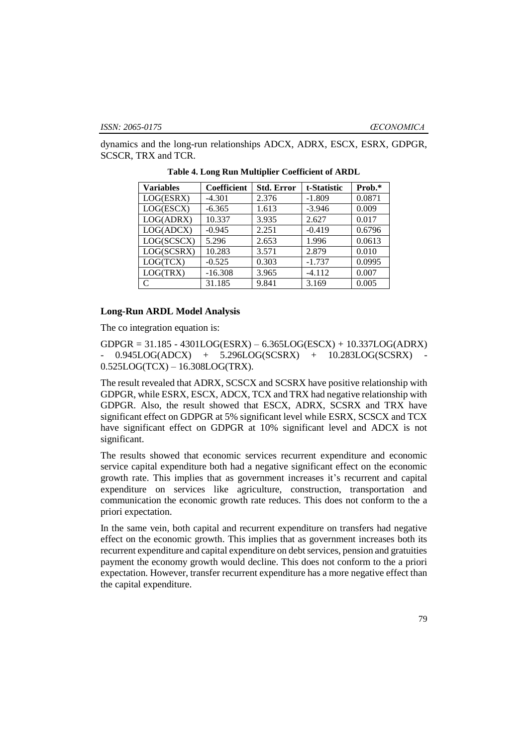dynamics and the long-run relationships ADCX, ADRX, ESCX, ESRX, GDPGR, SCSCR, TRX and TCR.

**Table 4. Long Run Multiplier Coefficient of ARDL**

| Variables | Coefficient | Std. Error | t-Statistic | Prob.* |
|---|---|---|---|---|
| LOG(ESRX) | -4.301 | 2.376 | -1.809 | 0.0871 |
| LOG(ESCX) | -6.365 | 1.613 | -3.946 | 0.009 |
| LOG(ADRX) | 10.337 | 3.935 | 2.627 | 0.017 |
| LOG(ADCX) | -0.945 | 2.251 | -0.419 | 0.6796 |
| LOG(SCSCX) | 5.296 | 2.653 | 1.996 | 0.0613 |
| LOG(SCSRX) | 10.283 | 3.571 | 2.879 | 0.010 |
| LOG(TCX) | -0.525 | 0.303 | -1.737 | 0.0995 |
| LOG(TRX) | -16.308 | 3.965 | -4.112 | 0.007 |
| C | 31.185 | 9.841 | 3.169 | 0.005 |

**Long-Run ARDL Model Analysis**

The co integration equation is:

$$GDPGR = 31.185 - 4301LOG(ESRX) - 6.365LOG(ESCX) + 10.337LOG(ADRX) - 0.945LOG(ADCX) + 5.296LOG(SCSRX) + 10.283LOG(SCSRX) - 0.525LOG(TCX) - 16.308LOG(TRX).$$

The result revealed that ADRX, SCSCX and SCSRX have positive relationship with GDPGR, while ESRX, ESCX, ADCX, TCX and TRX had negative relationship with GDPGR. Also, the result showed that ESCX, ADRX, SCSRX and TRX have significant effect on GDPGR at 5% significant level while ESRX, SCSCX and TCX have significant effect on GDPGR at 10% significant level and ADCX is not significant.

The results showed that economic services recurrent expenditure and economic service capital expenditure both had a negative significant effect on the economic growth rate. This implies that as government increases it's recurrent and capital expenditure on services like agriculture, construction, transportation and communication the economic growth rate reduces. This does not conform to the a priori expectation.

In the same vein, both capital and recurrent expenditure on transfers had negative effect on the economic growth. This implies that as government increases both its recurrent expenditure and capital expenditure on debt services, pension and gratuities payment the economy growth would decline. This does not conform to the a priori expectation. However, transfer recurrent expenditure has a more negative effect than the capital expenditure.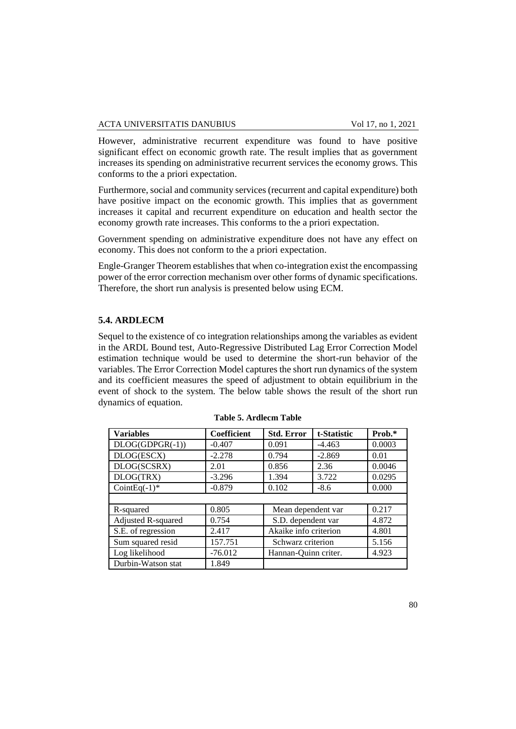However, administrative recurrent expenditure was found to have positive significant effect on economic growth rate. The result implies that as government increases its spending on administrative recurrent services the economy grows. This conforms to the a priori expectation.

Furthermore, social and community services (recurrent and capital expenditure) both have positive impact on the economic growth. This implies that as government increases it capital and recurrent expenditure on education and health sector the economy growth rate increases. This conforms to the a priori expectation.

Government spending on administrative expenditure does not have any effect on economy. This does not conform to the a priori expectation.

Engle-Granger Theorem establishes that when co-integration exist the encompassing power of the error correction mechanism over other forms of dynamic specifications. Therefore, the short run analysis is presented below using ECM.

### 5.4. ARDLECM

Sequel to the existence of co integration relationships among the variables as evident in the ARDL Bound test, Auto-Regressive Distributed Lag Error Correction Model estimation technique would be used to determine the short-run behavior of the variables. The Error Correction Model captures the short run dynamics of the system and its coefficient measures the speed of adjustment to obtain equilibrium in the event of shock to the system. The below table shows the result of the short run dynamics of equation.

**Table 5. Ardlecm Table**

| Variables | Coefficient | Std. Error | t-Statistic | Prob.* |
|---|---|---|---|---|
| DLOG(GDPGR(-1)) | -0.407 | 0.091 | -4.463 | 0.0003 |
| DLOG(ESCX) | -2.278 | 0.794 | -2.869 | 0.01 |
| DLOG(SCSRX) | 2.01 | 0.856 | 2.36 | 0.0046 |
| DLOG(TRX) | -3.296 | 1.394 | 3.722 | 0.0295 |
| CointEq(-1)* | -0.879 | 0.102 | -8.6 | 0.000 |
| | | | | |
| R-squared | 0.805 | Mean dependent var | | 0.217 |
| Adjusted R-squared | 0.754 | S.D. dependent var | | 4.872 |
| S.E. of regression | 2.417 | Akaike info criterion | | 4.801 |
| Sum squared resid | 157.751 | Schwarz criterion | | 5.156 |
| Log likelihood | -76.012 | Hannan-Quinn criter. | | 4.923 |
| Durbin-Watson stat | 1.849 | | | |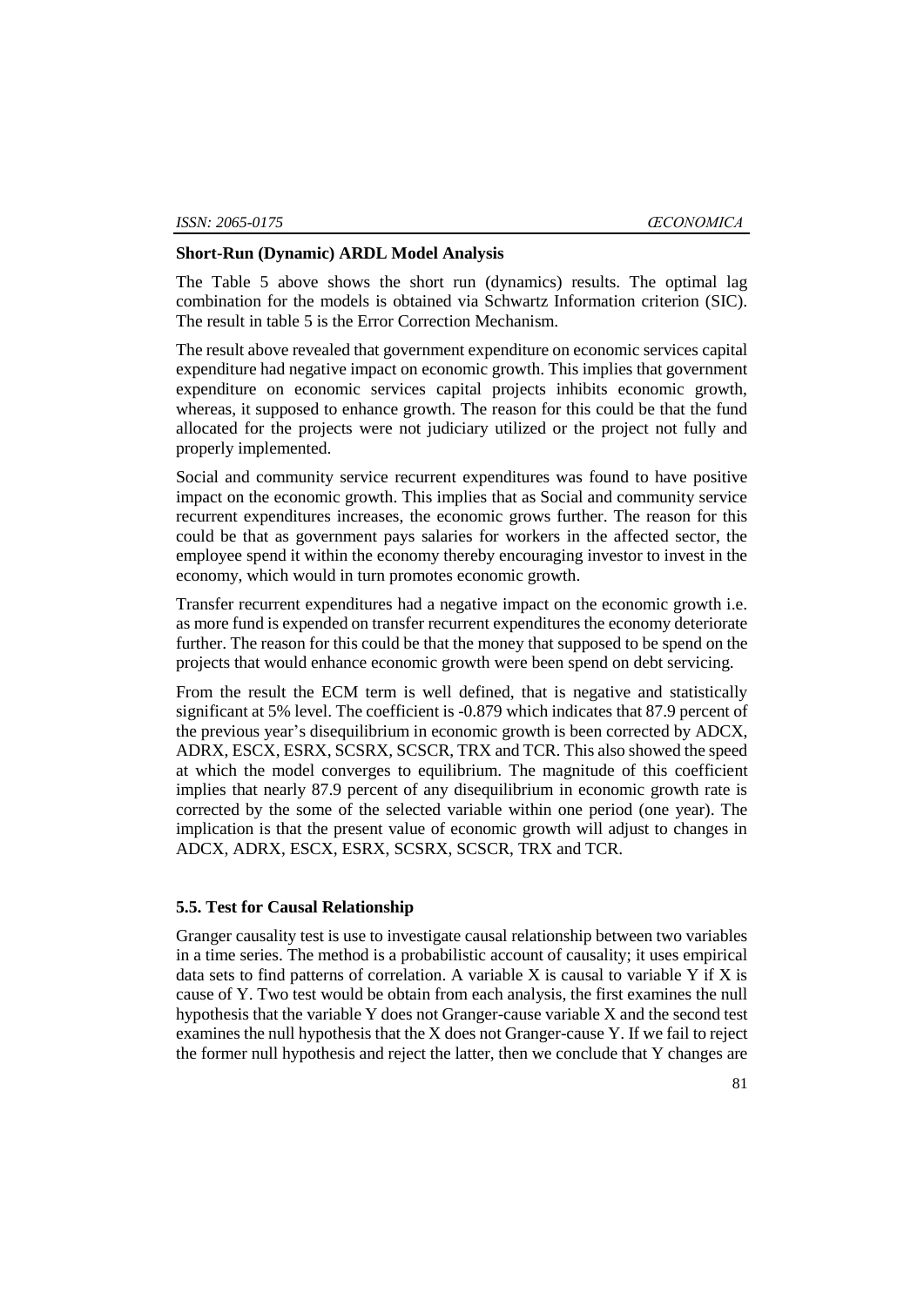### Short-Run (Dynamic) ARDL Model Analysis

The Table 5 above shows the short run (dynamics) results. The optimal lag combination for the models is obtained via Schwartz Information criterion (SIC). The result in table 5 is the Error Correction Mechanism.

The result above revealed that government expenditure on economic services capital expenditure had negative impact on economic growth. This implies that government expenditure on economic services capital projects inhibits economic growth, whereas, it supposed to enhance growth. The reason for this could be that the fund allocated for the projects were not judiciary utilized or the project not fully and properly implemented.

Social and community service recurrent expenditures was found to have positive impact on the economic growth. This implies that as Social and community service recurrent expenditures increases, the economic grows further. The reason for this could be that as government pays salaries for workers in the affected sector, the employee spend it within the economy thereby encouraging investor to invest in the economy, which would in turn promotes economic growth.

Transfer recurrent expenditures had a negative impact on the economic growth i.e. as more fund is expended on transfer recurrent expenditures the economy deteriorate further. The reason for this could be that the money that supposed to be spend on the projects that would enhance economic growth were been spend on debt servicing.

From the result the ECM term is well defined, that is negative and statistically significant at 5% level. The coefficient is -0.879 which indicates that 87.9 percent of the previous year's disequilibrium in economic growth is been corrected by ADCX, ADRX, ESCX, ESRX, SCSRX, SCSCR, TRX and TCR. This also showed the speed at which the model converges to equilibrium. The magnitude of this coefficient implies that nearly 87.9 percent of any disequilibrium in economic growth rate is corrected by the some of the selected variable within one period (one year). The implication is that the present value of economic growth will adjust to changes in ADCX, ADRX, ESCX, ESRX, SCSRX, SCSCR, TRX and TCR.

### 5.5. Test for Causal Relationship

Granger causality test is use to investigate causal relationship between two variables in a time series. The method is a probabilistic account of causality; it uses empirical data sets to find patterns of correlation. A variable X is causal to variable Y if X is cause of Y. Two test would be obtain from each analysis, the first examines the null hypothesis that the variable Y does not Granger-cause variable X and the second test examines the null hypothesis that the X does not Granger-cause Y. If we fail to reject the former null hypothesis and reject the latter, then we conclude that Y changes are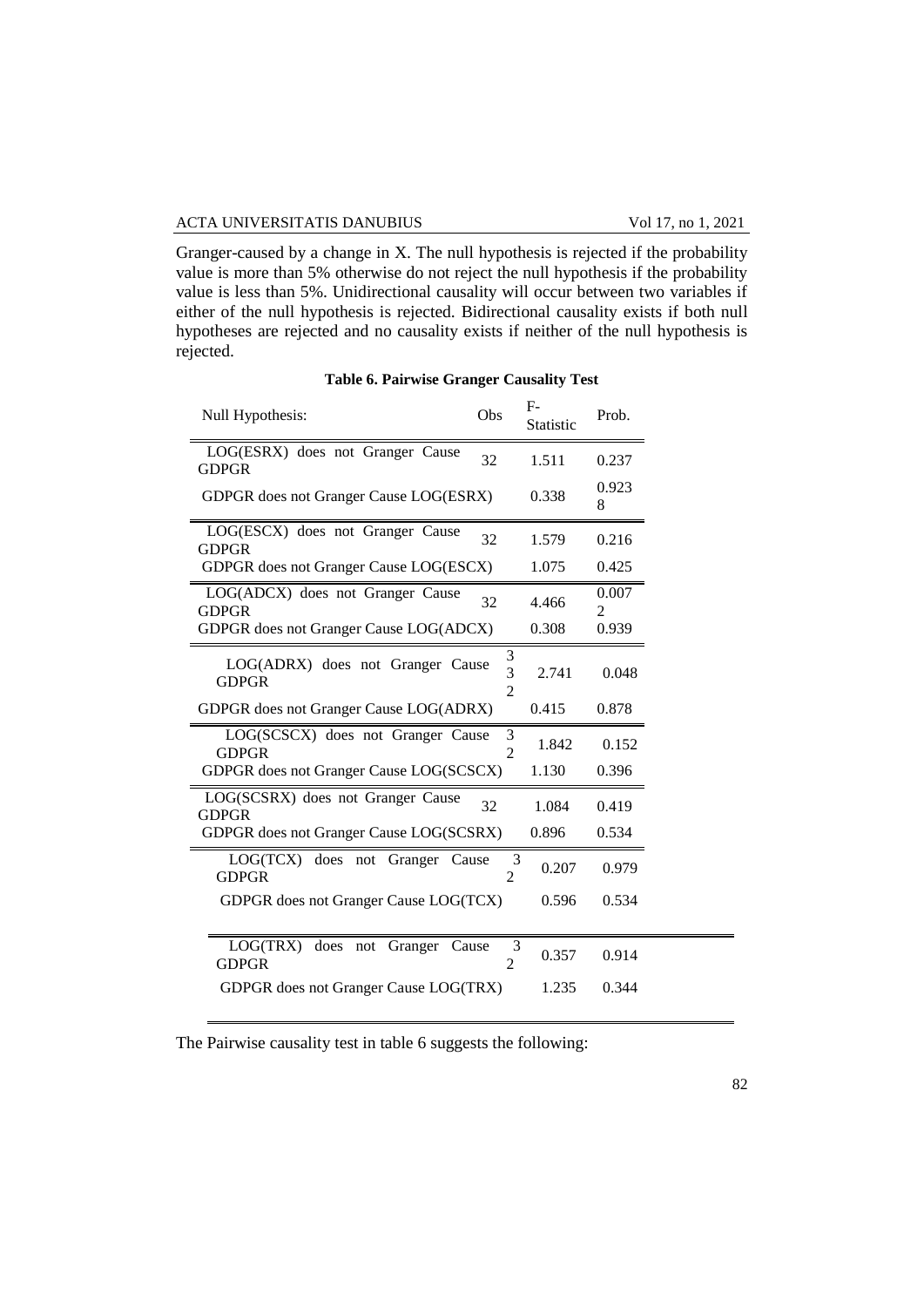Granger-caused by a change in X. The null hypothesis is rejected if the probability value is more than 5% otherwise do not reject the null hypothesis if the probability value is less than 5%. Unidirectional causality will occur between two variables if either of the null hypothesis is rejected. Bidirectional causality exists if both null hypotheses are rejected and no causality exists if neither of the null hypothesis is rejected.

**Table 6. Pairwise Granger Causality Test**

| Null Hypothesis: | Obs | F-Statistic | Prob. |
|---|---|---|---|
| LOG(ESRX) does not Granger Cause GDPGR | 32 | 1.511 | 0.237 |
| GDPGR does not Granger Cause LOG(ESRX) | | 0.338 | 0.9238 |
| LOG(ESCX) does not Granger Cause GDPGR | 32 | 1.579 | 0.216 |
| GDPGR does not Granger Cause LOG(ESCX) | | 1.075 | 0.425 |
| LOG(ADCX) does not Granger Cause GDPGR | 32 | 4.466 | 0.0072 |
| GDPGR does not Granger Cause LOG(ADCX) | | 0.308 | 0.939 |
| LOG(ADRX) does not Granger Cause GDPGR | 332 | 2.741 | 0.048 |
| GDPGR does not Granger Cause LOG(ADRX) | | 0.415 | 0.878 |
| LOG(SCSCX) does not Granger Cause GDPGR | 32 | 1.842 | 0.152 |
| GDPGR does not Granger Cause LOG(SCSCX) | | 1.130 | 0.396 |
| LOG(SCSRX) does not Granger Cause GDPGR | 32 | 1.084 | 0.419 |
| GDPGR does not Granger Cause LOG(SCSRX) | | 0.896 | 0.534 |
| LOG(TCX) does not Granger Cause GDPGR | 32 | 0.207 | 0.979 |
| GDPGR does not Granger Cause LOG(TCX) | | 0.596 | 0.534 |
| LOG(TRX) does not Granger Cause GDPGR | 32 | 0.357 | 0.914 |
| GDPGR does not Granger Cause LOG(TRX) | | 1.235 | 0.344 |

The Pairwise causality test in table 6 suggests the following: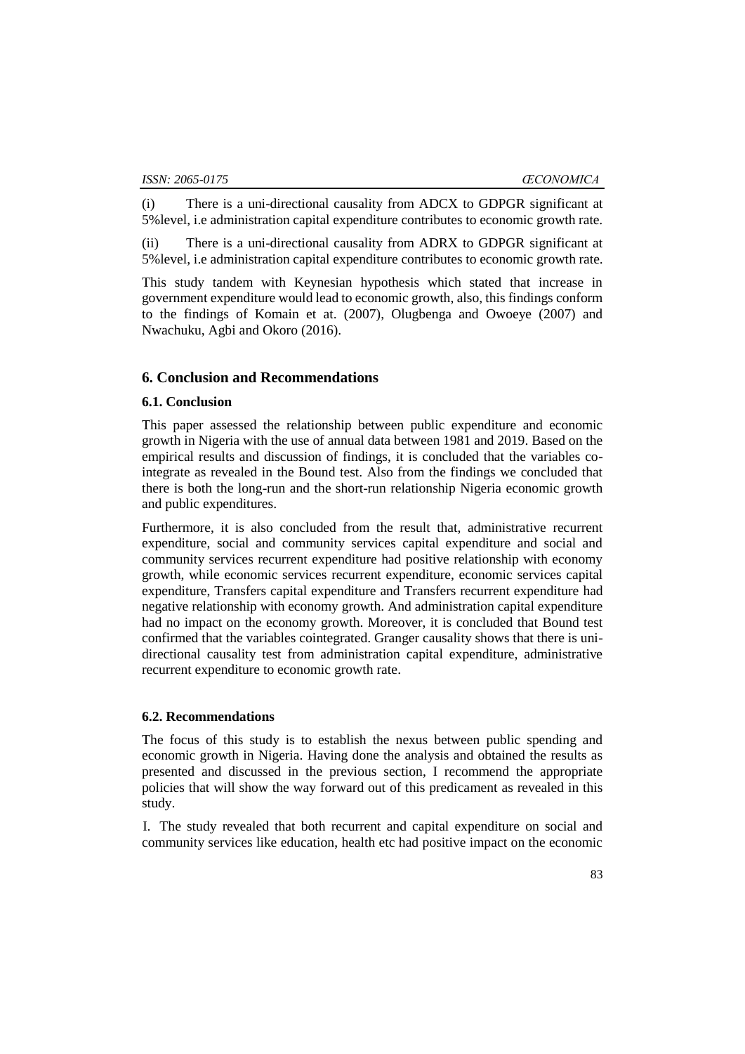(i) There is a uni-directional causality from ADCX to GDPGR significant at 5%level, i.e administration capital expenditure contributes to economic growth rate.

(ii) There is a uni-directional causality from ADRX to GDPGR significant at 5%level, i.e administration capital expenditure contributes to economic growth rate.

This study tandem with Keynesian hypothesis which stated that increase in government expenditure would lead to economic growth, also, this findings conform to the findings of Komain et at. (2007), Olugbenga and Owoeye (2007) and Nwachuku, Agbi and Okoro (2016).

## 6. Conclusion and Recommendations

### 6.1. Conclusion

This paper assessed the relationship between public expenditure and economic growth in Nigeria with the use of annual data between 1981 and 2019. Based on the empirical results and discussion of findings, it is concluded that the variables co-integrate as revealed in the Bound test. Also from the findings we concluded that there is both the long-run and the short-run relationship Nigeria economic growth and public expenditures.

Furthermore, it is also concluded from the result that, administrative recurrent expenditure, social and community services capital expenditure and social and community services recurrent expenditure had positive relationship with economy growth, while economic services recurrent expenditure, economic services capital expenditure, Transfers capital expenditure and Transfers recurrent expenditure had negative relationship with economy growth. And administration capital expenditure had no impact on the economy growth. Moreover, it is concluded that Bound test confirmed that the variables cointegrated. Granger causality shows that there is uni-directional causality test from administration capital expenditure, administrative recurrent expenditure to economic growth rate.

### 6.2. Recommendations

The focus of this study is to establish the nexus between public spending and economic growth in Nigeria. Having done the analysis and obtained the results as presented and discussed in the previous section, I recommend the appropriate policies that will show the way forward out of this predicament as revealed in this study.

I. The study revealed that both recurrent and capital expenditure on social and community services like education, health etc had positive impact on the economic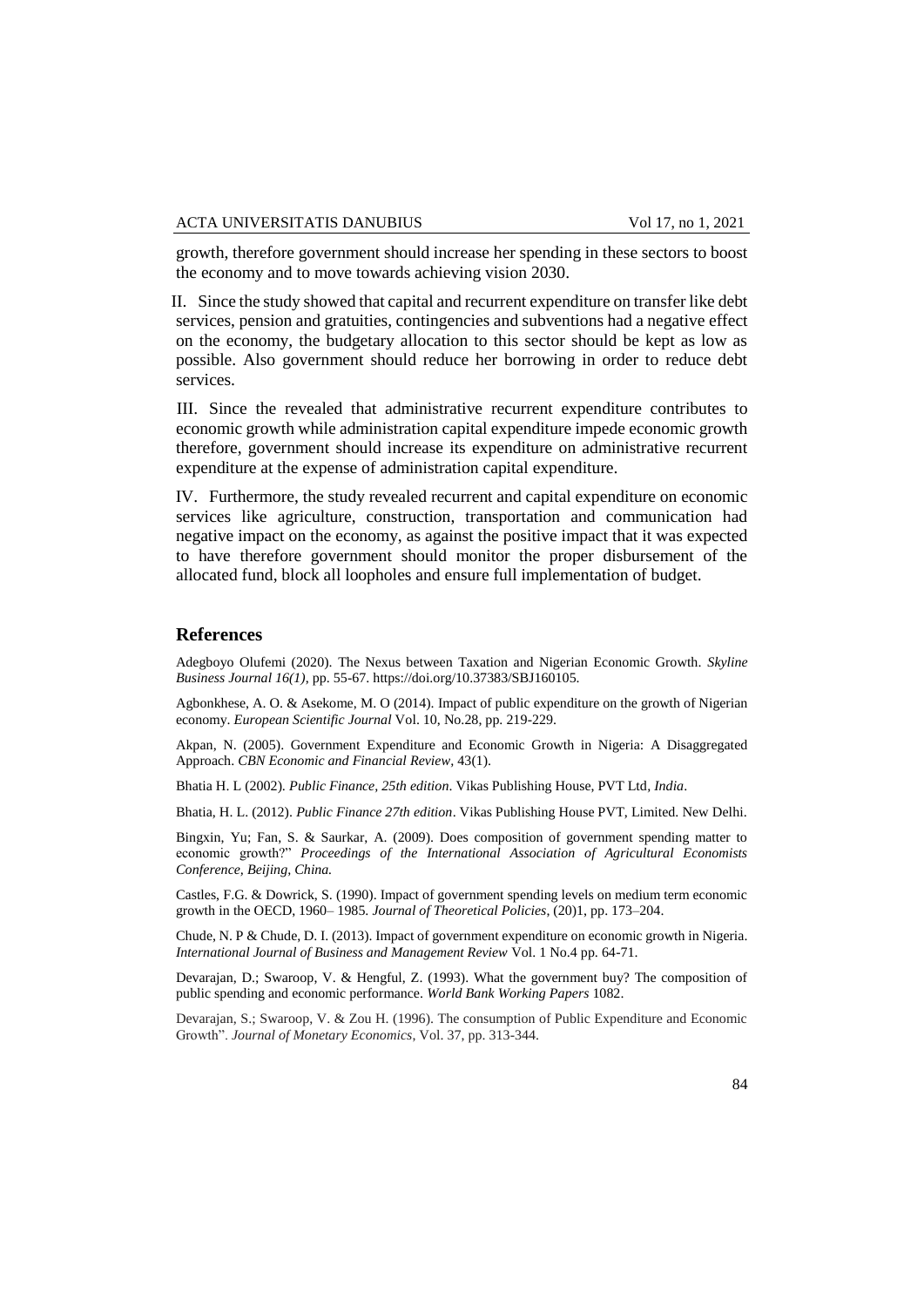growth, therefore government should increase her spending in these sectors to boost the economy and to move towards achieving vision 2030.

II. Since the study showed that capital and recurrent expenditure on transfer like debt services, pension and gratuities, contingencies and subventions had a negative effect on the economy, the budgetary allocation to this sector should be kept as low as possible. Also government should reduce her borrowing in order to reduce debt services.

III. Since the revealed that administrative recurrent expenditure contributes to economic growth while administration capital expenditure impede economic growth therefore, government should increase its expenditure on administrative recurrent expenditure at the expense of administration capital expenditure.

IV. Furthermore, the study revealed recurrent and capital expenditure on economic services like agriculture, construction, transportation and communication had negative impact on the economy, as against the positive impact that it was expected to have therefore government should monitor the proper disbursement of the allocated fund, block all loopholes and ensure full implementation of budget.

## References

Adegboyo Olufemi (2020). The Nexus between Taxation and Nigerian Economic Growth. *Skyline Business Journal 16(1)*, pp. 55-67. https://doi.org/10.37383/SBJ160105.

Agbonkhese, A. O. & Asekome, M. O (2014). Impact of public expenditure on the growth of Nigerian economy. *European Scientific Journal* Vol. 10, No.28, pp. 219-229.

Akpan, N. (2005). Government Expenditure and Economic Growth in Nigeria: A Disaggregated Approach. *CBN Economic and Financial Review*, 43(1).

Bhatia H. L (2002). *Public Finance, 25th edition*. Vikas Publishing House, PVT Ltd, *India*.

Bhatia, H. L. (2012). *Public Finance 27th edition*. Vikas Publishing House PVT, Limited. New Delhi.

Bingxin, Yu; Fan, S. & Saurkar, A. (2009). Does composition of government spending matter to economic growth?" *Proceedings of the International Association of Agricultural Economists Conference, Beijing, China.*

Castles, F.G. & Dowrick, S. (1990). Impact of government spending levels on medium term economic growth in the OECD, 1960– 1985. *Journal of Theoretical Policies*, (20)1, pp. 173–204.

Chude, N. P & Chude, D. I. (2013). Impact of government expenditure on economic growth in Nigeria. *International Journal of Business and Management Review* Vol. 1 No.4 pp. 64-71.

Devarajan, D.; Swaroop, V. & Hengful, Z. (1993). What the government buy? The composition of public spending and economic performance. *World Bank Working Papers* 1082.

Devarajan, S.; Swaroop, V. & Zou H. (1996). The consumption of Public Expenditure and Economic Growth". *Journal of Monetary Economics*, Vol. 37, pp. 313-344.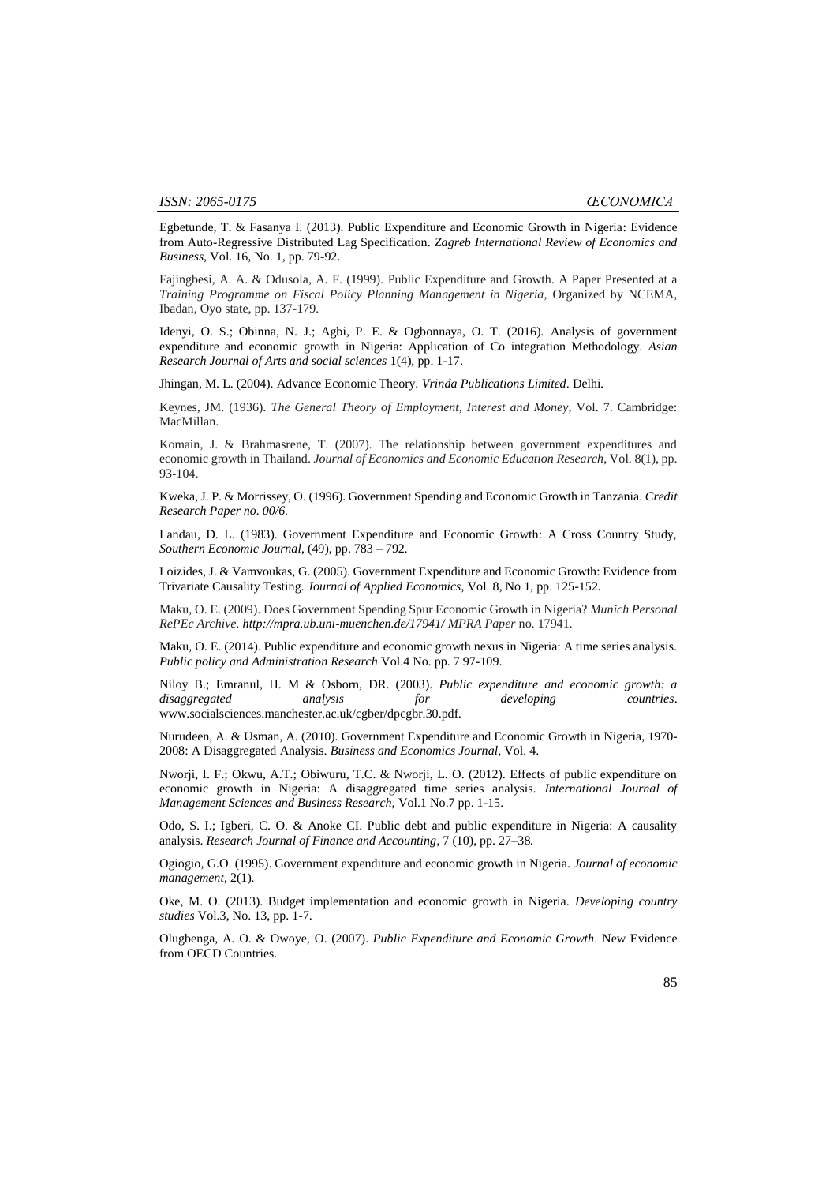Egbetunde, T. & Fasanya I. (2013). Public Expenditure and Economic Growth in Nigeria: Evidence from Auto-Regressive Distributed Lag Specification. *Zagreb International Review of Economics and Business*, Vol. 16, No. 1, pp. 79-92.

Fajingbesi, A. A. & Odusola, A. F. (1999). Public Expenditure and Growth. A Paper Presented at a *Training Programme on Fiscal Policy Planning Management in Nigeria*, Organized by NCEMA, Ibadan, Oyo state, pp. 137-179.

Idenyi, O. S.; Obinna, N. J.; Agbi, P. E. & Ogbonnaya, O. T. (2016). Analysis of government expenditure and economic growth in Nigeria: Application of Co integration Methodology. *Asian Research Journal of Arts and social sciences* 1(4), pp. 1-17.

Jhingan, M. L. (2004). Advance Economic Theory. *Vrinda Publications Limited*. Delhi.

Keynes, JM. (1936). *The General Theory of Employment, Interest and Money*, Vol. 7. Cambridge: MacMillan.

Komain, J. & Brahmasrene, T. (2007). The relationship between government expenditures and economic growth in Thailand. *Journal of Economics and Economic Education Research*, Vol. 8(1), pp. 93-104.

Kweka, J. P. & Morrissey, O. (1996). Government Spending and Economic Growth in Tanzania. *Credit Research Paper no. 00/6.*

Landau, D. L. (1983). Government Expenditure and Economic Growth: A Cross Country Study, *Southern Economic Journal*, (49), pp. 783 – 792.

Loizides, J. & Vamvoukas, G. (2005). Government Expenditure and Economic Growth: Evidence from Trivariate Causality Testing. *Journal of Applied Economics*, Vol. 8, No 1, pp. 125-152.

Maku, O. E. (2009). Does Government Spending Spur Economic Growth in Nigeria? *Munich Personal RePEc Archive. http://mpra.ub.uni-muenchen.de/17941/ MPRA Paper* no. 17941.

Maku, O. E. (2014). Public expenditure and economic growth nexus in Nigeria: A time series analysis. *Public policy and Administration Research* Vol.4 No. pp. 7 97-109.

Niloy B.; Emranul, H. M & Osborn, DR. (2003). *Public expenditure and economic growth: a disaggregated analysis for developing countries*. www.socialsciences.manchester.ac.uk/cgber/dpcgbr.30.pdf.

Nurudeen, A. & Usman, A. (2010). Government Expenditure and Economic Growth in Nigeria, 1970-2008: A Disaggregated Analysis. *Business and Economics Journal*, Vol. 4.

Nworji, I. F.; Okwu, A.T.; Obiwuru, T.C. & Nworji, L. O. (2012). Effects of public expenditure on economic growth in Nigeria: A disaggregated time series analysis. *International Journal of Management Sciences and Business Research*, Vol.1 No.7 pp. 1-15.

Odo, S. I.; Igberi, C. O. & Anoke CI. Public debt and public expenditure in Nigeria: A causality analysis. *Research Journal of Finance and Accounting*, 7 (10), pp. 27–38.

Ogiogio, G.O. (1995). Government expenditure and economic growth in Nigeria. *Journal of economic management*, 2(1).

Oke, M. O. (2013). Budget implementation and economic growth in Nigeria. *Developing country studies* Vol.3, No. 13, pp. 1-7.

Olugbenga, A. O. & Owoye, O. (2007). *Public Expenditure and Economic Growth*. New Evidence from OECD Countries.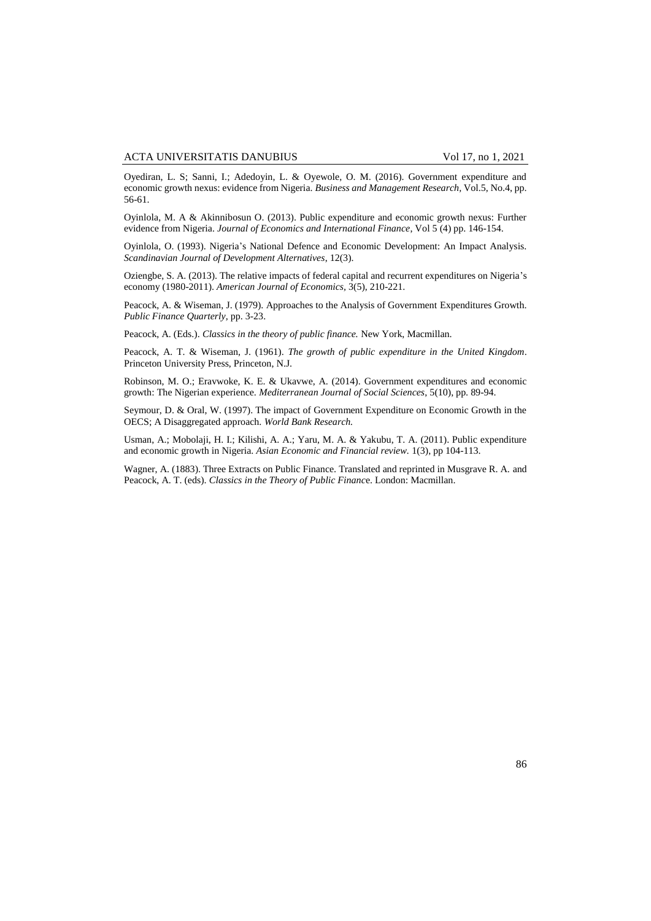Oyediran, L. S; Sanni, I.; Adedoyin, L. & Oyewole, O. M. (2016). Government expenditure and economic growth nexus: evidence from Nigeria. *Business and Management Research*, Vol.5, No.4, pp. 56-61.

Oyinlola, M. A & Akinnibosun O. (2013). Public expenditure and economic growth nexus: Further evidence from Nigeria. *Journal of Economics and International Finance*, Vol 5 (4) pp. 146-154.

Oyinlola, O. (1993). Nigeria's National Defence and Economic Development: An Impact Analysis. *Scandinavian Journal of Development Alternatives*, 12(3).

Oziengbe, S. A. (2013). The relative impacts of federal capital and recurrent expenditures on Nigeria's economy (1980-2011). *American Journal of Economics*, 3(5), 210-221.

Peacock, A. & Wiseman, J. (1979). Approaches to the Analysis of Government Expenditures Growth. *Public Finance Quarterly*, pp. 3-23.

Peacock, A. (Eds.). *Classics in the theory of public finance.* New York, Macmillan.

Peacock, A. T. & Wiseman, J. (1961). *The growth of public expenditure in the United Kingdom*. Princeton University Press, Princeton, N.J.

Robinson, M. O.; Eravwoke, K. E. & Ukavwe, A. (2014). Government expenditures and economic growth: The Nigerian experience. *Mediterranean Journal of Social Sciences*, 5(10), pp. 89-94.

Seymour, D. & Oral, W. (1997). The impact of Government Expenditure on Economic Growth in the OECS; A Disaggregated approach. *World Bank Research.*

Usman, A.; Mobolaji, H. I.; Kilishi, A. A.; Yaru, M. A. & Yakubu, T. A. (2011). Public expenditure and economic growth in Nigeria. *Asian Economic and Financial review.* 1(3), pp 104-113.

Wagner, A. (1883). Three Extracts on Public Finance. Translated and reprinted in Musgrave R. A. and Peacock, A. T. (eds). *Classics in the Theory of Public Financ*e. London: Macmillan.